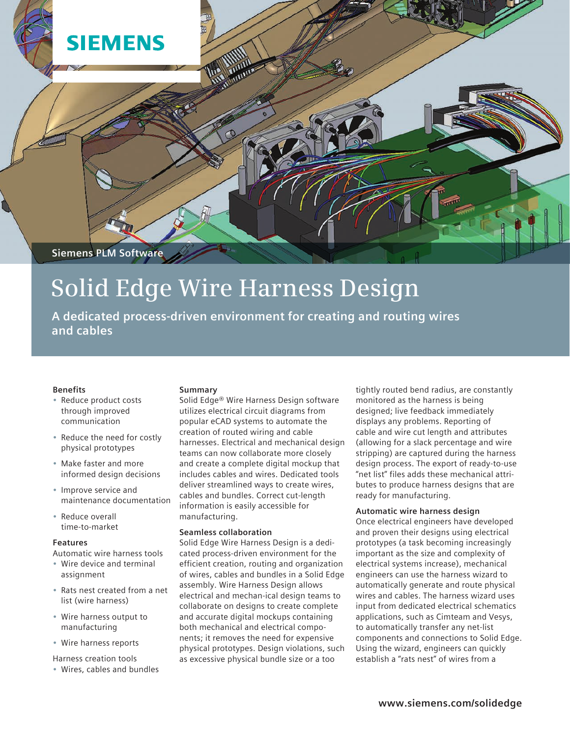SIEMENS

Siemens PLM Software

# Solid Edge Wire Harness Design

**A dedicated process-driven environment for creating and routing wires and cables**

### Benefits

- Reduce product costs through improved communication
- Reduce the need for costly physical prototypes
- Make faster and more informed design decisions
- Improve service and maintenance documentation
- Reduce overall time-to-market

### Features

Automatic wire harness tools

- Wire device and terminal assignment
- Rats nest created from a net list (wire harness)
- Wire harness output to manufacturing
- Wire harness reports

Harness creation tools

- Wires, cables and bundles

### Summary

Solid Edge® Wire Harness Design software utilizes electrical circuit diagrams from popular eCAD systems to automate the creation of routed wiring and cable harnesses. Electrical and mechanical design teams can now collaborate more closely and create a complete digital mockup that includes cables and wires. Dedicated tools deliver streamlined ways to create wires, cables and bundles. Correct cut-length information is easily accessible for manufacturing.

### Seamless collaboration

Solid Edge Wire Harness Design is a dedicated process-driven environment for the efficient creation, routing and organization of wires, cables and bundles in a Solid Edge assembly. Wire Harness Design allows electrical and mechan-ical design teams to collaborate on designs to create complete and accurate digital mockups containing both mechanical and electrical components; it removes the need for expensive physical prototypes. Design violations, such as excessive physical bundle size or a too tightly routed bend radius, are constantly monitored as the harness is being designed; live feedback immediately displays any problems. Reporting of cable and wire cut length and attributes (allowing for a slack percentage and wire stripping) are captured during the harness design process. The export of ready-to-use "net list" files adds these mechanical attributes to produce harness designs that are ready for manufacturing.

### Automatic wire harness design

Once electrical engineers have developed and proven their designs using electrical prototypes (a task becoming increasingly important as the size and complexity of electrical systems increase), mechanical engineers can use the harness wizard to automatically generate and route physical wires and cables. The harness wizard uses input from dedicated electrical schematics applications, such as Cimteam and Vesys, to automatically transfer any net-list components and connections to Solid Edge. Using the wizard, engineers can quickly establish a "rats nest" of wires from a

www.siemens.com/solidedge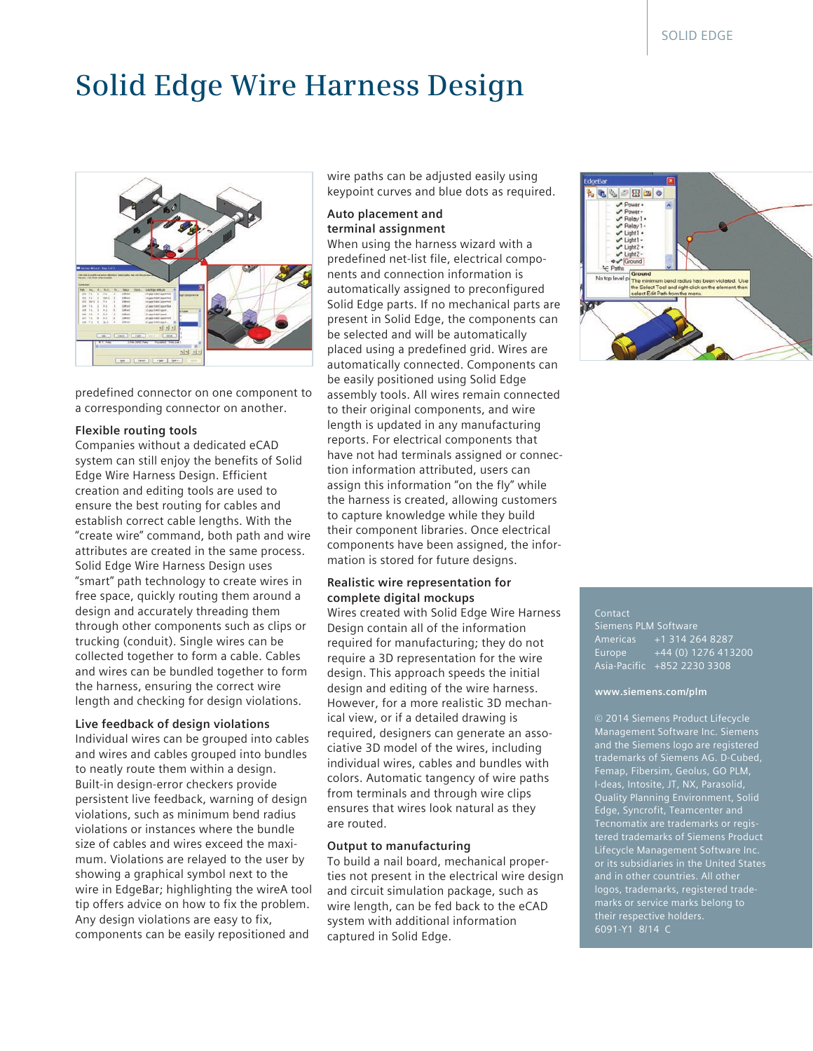# Solid Edge Wire Harness Design

predefined connector on one component to a corresponding connector on another.

### Flexible routing tools

Companies without a dedicated eCAD system can still enjoy the benefits of Solid Edge Wire Harness Design. Efficient creation and editing tools are used to ensure the best routing for cables and establish correct cable lengths. With the "create wire" command, both path and wire attributes are created in the same process. Solid Edge Wire Harness Design uses "smart" path technology to create wires in free space, quickly routing them around a design and accurately threading them through other components such as clips or trucking (conduit). Single wires can be collected together to form a cable. Cables and wires can be bundled together to form the harness, ensuring the correct wire length and checking for design violations.

### Live feedback of design violations

Individual wires can be grouped into cables and wires and cables grouped into bundles to neatly route them within a design. Built-in design-error checkers provide persistent live feedback, warning of design violations, such as minimum bend radius violations or instances where the bundle size of cables and wires exceed the maximum. Violations are relayed to the user by showing a graphical symbol next to the wire in EdgeBar; highlighting the wireA tool tip offers advice on how to fix the problem. Any design violations are easy to fix, components can be easily repositioned and wire paths can be adjusted easily using keypoint curves and blue dots as required.

### Auto placement and terminal assignment

When using the harness wizard with a predefined net-list file, electrical components and connection information is automatically assigned to preconfigured Solid Edge parts. If no mechanical parts are present in Solid Edge, the components can be selected and will be automatically placed using a predefined grid. Wires are automatically connected. Components can be easily positioned using Solid Edge assembly tools. All wires remain connected to their original components, and wire length is updated in any manufacturing reports. For electrical components that have not had terminals assigned or connection information attributed, users can assign this information "on the fly" while the harness is created, allowing customers to capture knowledge while they build their component libraries. Once electrical components have been assigned, the information is stored for future designs.

### Realistic wire representation for complete digital mockups

Wires created with Solid Edge Wire Harness Design contain all of the information required for manufacturing; they do not require a 3D representation for the wire design. This approach speeds the initial design and editing of the wire harness. However, for a more realistic 3D mechanical view, or if a detailed drawing is required, designers can generate an associative 3D model of the wires, including individual wires, cables and bundles with colors. Automatic tangency of wire paths from terminals and through wire clips ensures that wires look natural as they are routed.

### Output to manufacturing

To build a nail board, mechanical properties not present in the electrical wire design and circuit simulation package, such as wire length, can be fed back to the eCAD system with additional information captured in Solid Edge.

Contact
Siemens PLM Software
Americas +1 314 264 8287
Europe +44 (0) 1276 413200
Asia-Pacific +852 2230 3308

**www.siemens.com/plm**

© 2014 Siemens Product Lifecycle Management Software Inc. Siemens and the Siemens logo are registered trademarks of Siemens AG. D-Cubed, Femap, Fibersim, Geolus, GO PLM, I-deas, Intosite, JT, NX, Parasolid, Quality Planning Environment, Solid Edge, Syncrofit, Teamcenter and Tecnomatix are trademarks or registered trademarks of Siemens Product Lifecycle Management Software Inc. or its subsidiaries in the United States and in other countries. All other logos, trademarks, registered trademarks or service marks belong to their respective holders.
6091-Y1 8/14 C